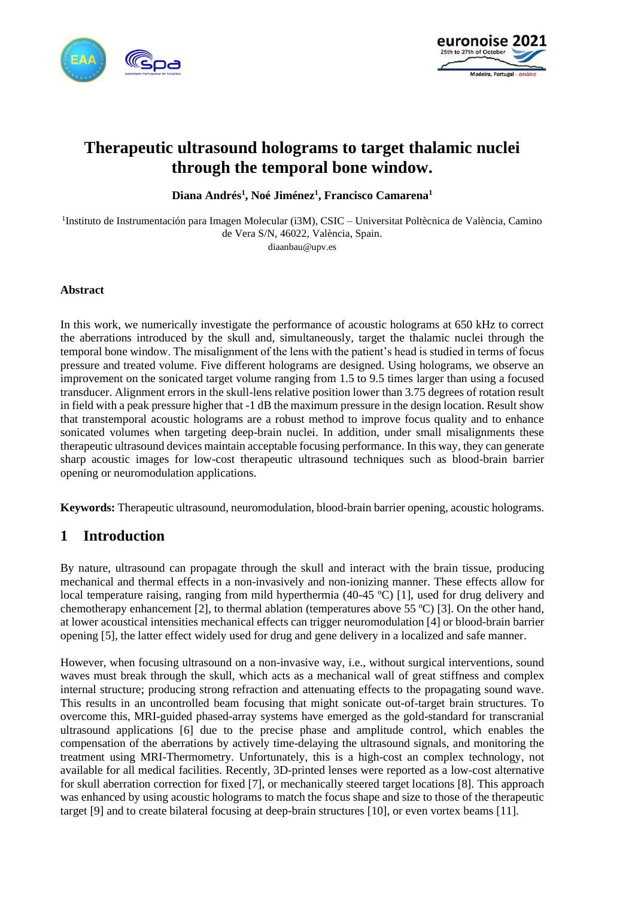# Therapeutic ultrasound holograms to target thalamic nuclei through the temporal bone window.

**Diana Andrés[1], Noé Jiménez[1], Francisco Camarena[1]**

[1]Instituto de Instrumentación para Imagen Molecular (i3M), CSIC – Universitat Poltècnica de València, Camino de Vera S/N, 46022, València, Spain.
diaanbau@upv.es

### Abstract

In this work, we numerically investigate the performance of acoustic holograms at 650 kHz to correct the aberrations introduced by the skull and, simultaneously, target the thalamic nuclei through the temporal bone window. The misalignment of the lens with the patient's head is studied in terms of focus pressure and treated volume. Five different holograms are designed. Using holograms, we observe an improvement on the sonicated target volume ranging from 1.5 to 9.5 times larger than using a focused transducer. Alignment errors in the skull-lens relative position lower than 3.75 degrees of rotation result in field with a peak pressure higher that -1 dB the maximum pressure in the design location. Result show that transtemporal acoustic holograms are a robust method to improve focus quality and to enhance sonicated volumes when targeting deep-brain nuclei. In addition, under small misalignments these therapeutic ultrasound devices maintain acceptable focusing performance. In this way, they can generate sharp acoustic images for low-cost therapeutic ultrasound techniques such as blood-brain barrier opening or neuromodulation applications.

**Keywords:** Therapeutic ultrasound, neuromodulation, blood-brain barrier opening, acoustic holograms.

## 1 Introduction

By nature, ultrasound can propagate through the skull and interact with the brain tissue, producing mechanical and thermal effects in a non-invasively and non-ionizing manner. These effects allow for local temperature raising, ranging from mild hyperthermia (40-45 ºC) [1], used for drug delivery and chemotherapy enhancement [2], to thermal ablation (temperatures above 55 ºC) [3]. On the other hand, at lower acoustical intensities mechanical effects can trigger neuromodulation [4] or blood-brain barrier opening [5], the latter effect widely used for drug and gene delivery in a localized and safe manner.

However, when focusing ultrasound on a non-invasive way, i.e., without surgical interventions, sound waves must break through the skull, which acts as a mechanical wall of great stiffness and complex internal structure; producing strong refraction and attenuating effects to the propagating sound wave. This results in an uncontrolled beam focusing that might sonicate out-of-target brain structures. To overcome this, MRI-guided phased-array systems have emerged as the gold-standard for transcranial ultrasound applications [6] due to the precise phase and amplitude control, which enables the compensation of the aberrations by actively time-delaying the ultrasound signals, and monitoring the treatment using MRI-Thermometry. Unfortunately, this is a high-cost an complex technology, not available for all medical facilities. Recently, 3D-printed lenses were reported as a low-cost alternative for skull aberration correction for fixed [7], or mechanically steered target locations [8]. This approach was enhanced by using acoustic holograms to match the focus shape and size to those of the therapeutic target [9] and to create bilateral focusing at deep-brain structures [10], or even vortex beams [11].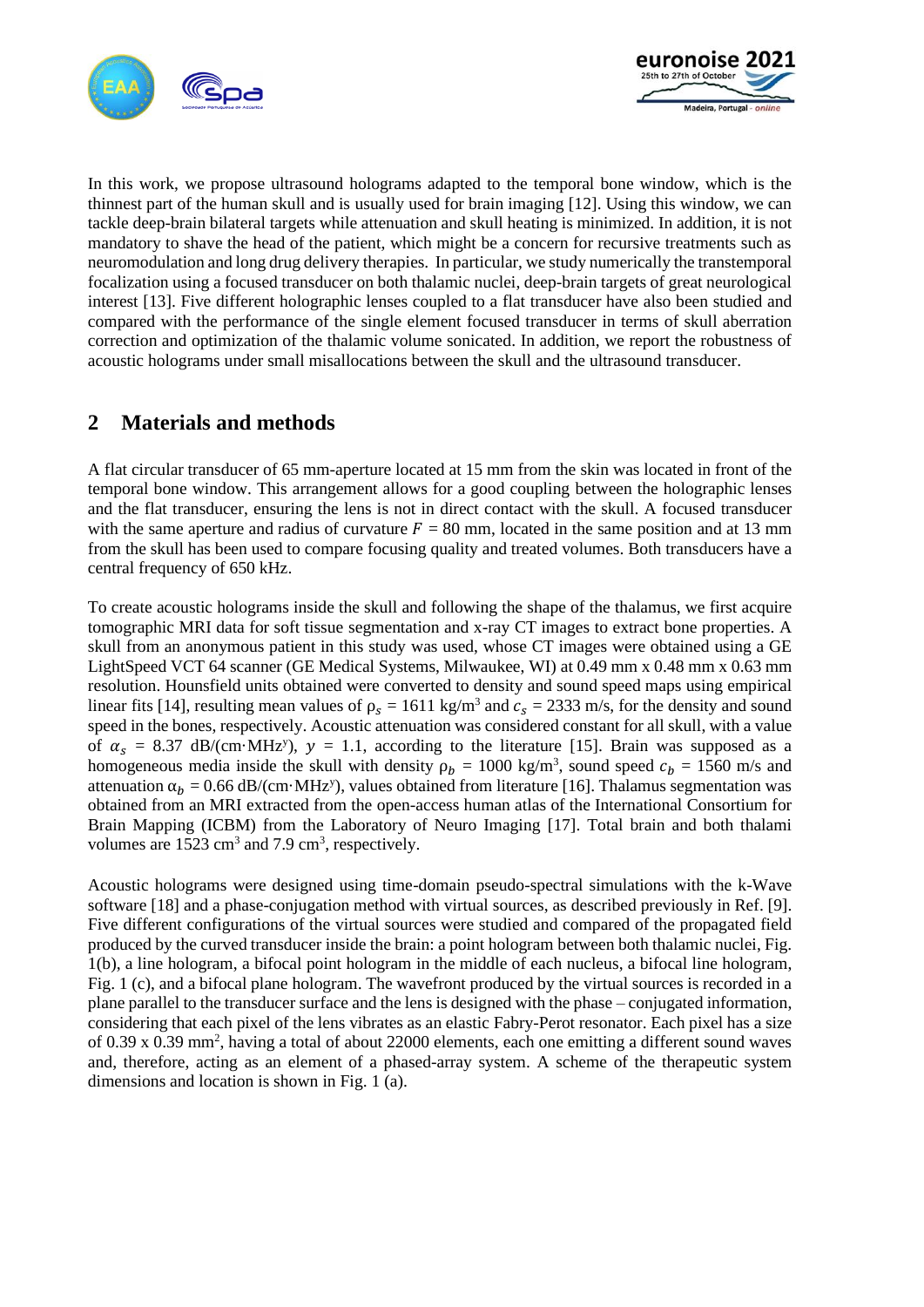In this work, we propose ultrasound holograms adapted to the temporal bone window, which is the thinnest part of the human skull and is usually used for brain imaging [12]. Using this window, we can tackle deep-brain bilateral targets while attenuation and skull heating is minimized. In addition, it is not mandatory to shave the head of the patient, which might be a concern for recursive treatments such as neuromodulation and long drug delivery therapies. In particular, we study numerically the transtemporal focalization using a focused transducer on both thalamic nuclei, deep-brain targets of great neurological interest [13]. Five different holographic lenses coupled to a flat transducer have also been studied and compared with the performance of the single element focused transducer in terms of skull aberration correction and optimization of the thalamic volume sonicated. In addition, we report the robustness of acoustic holograms under small misallocations between the skull and the ultrasound transducer.

## 2 Materials and methods

A flat circular transducer of 65 mm-aperture located at 15 mm from the skin was located in front of the temporal bone window. This arrangement allows for a good coupling between the holographic lenses and the flat transducer, ensuring the lens is not in direct contact with the skull. A focused transducer with the same aperture and radius of curvature $F$ = 80 mm, located in the same position and at 13 mm from the skull has been used to compare focusing quality and treated volumes. Both transducers have a central frequency of 650 kHz.

To create acoustic holograms inside the skull and following the shape of the thalamus, we first acquire tomographic MRI data for soft tissue segmentation and x-ray CT images to extract bone properties. A skull from an anonymous patient in this study was used, whose CT images were obtained using a GE LightSpeed VCT 64 scanner (GE Medical Systems, Milwaukee, WI) at 0.49 mm x 0.48 mm x 0.63 mm resolution. Hounsfield units obtained were converted to density and sound speed maps using empirical linear fits [14], resulting mean values of $\rho_s$ = 1611 kg/m$^3$ and $c_s$ = 2333 m/s, for the density and sound speed in the bones, respectively. Acoustic attenuation was considered constant for all skull, with a value of $\alpha_s$ = 8.37 dB/(cm·MHz$^y$), $y$ = 1.1, according to the literature [15]. Brain was supposed as a homogeneous media inside the skull with density $\rho_b$ = 1000 kg/m$^3$, sound speed $c_b$ = 1560 m/s and attenuation $\alpha_b$ = 0.66 dB/(cm·MHz$^y$), values obtained from literature [16]. Thalamus segmentation was obtained from an MRI extracted from the open-access human atlas of the International Consortium for Brain Mapping (ICBM) from the Laboratory of Neuro Imaging [17]. Total brain and both thalami volumes are 1523 cm$^3$ and 7.9 cm$^3$, respectively.

Acoustic holograms were designed using time-domain pseudo-spectral simulations with the k-Wave software [18] and a phase-conjugation method with virtual sources, as described previously in Ref. [9]. Five different configurations of the virtual sources were studied and compared of the propagated field produced by the curved transducer inside the brain: a point hologram between both thalamic nuclei, Fig. 1(b), a line hologram, a bifocal point hologram in the middle of each nucleus, a bifocal line hologram, Fig. 1 (c), and a bifocal plane hologram. The wavefront produced by the virtual sources is recorded in a plane parallel to the transducer surface and the lens is designed with the phase – conjugated information, considering that each pixel of the lens vibrates as an elastic Fabry-Perot resonator. Each pixel has a size of 0.39 x 0.39 mm$^2$, having a total of about 22000 elements, each one emitting a different sound waves and, therefore, acting as an element of a phased-array system. A scheme of the therapeutic system dimensions and location is shown in Fig. 1 (a).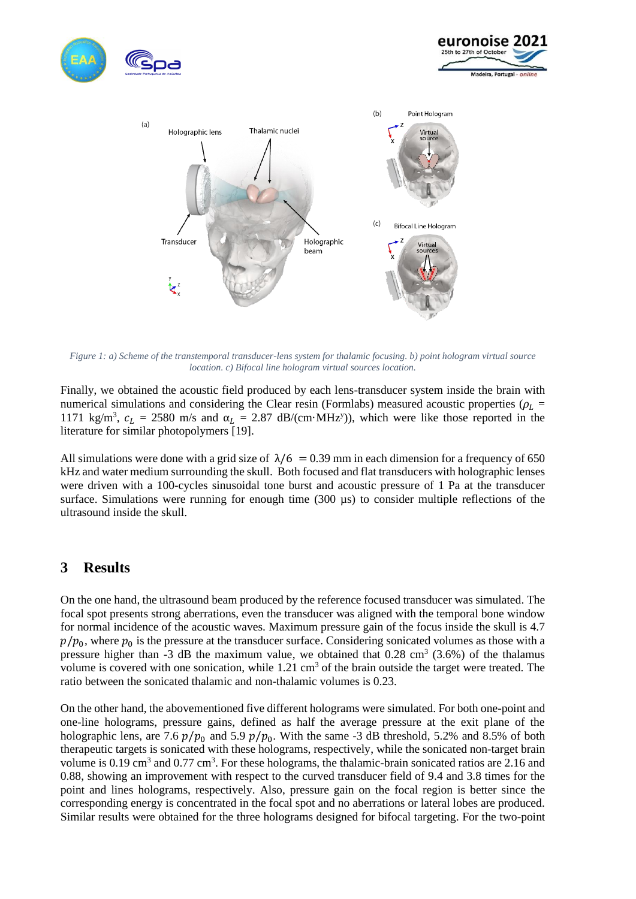Figure 1: a) Scheme of the transtemporal transducer-lens system for thalamic focusing. b) point hologram virtual source location. c) Bifocal line hologram virtual sources location.

Finally, we obtained the acoustic field produced by each lens-transducer system inside the brain with numerical simulations and considering the Clear resin (Formlabs) measured acoustic properties ($\rho_L$ = 1171 kg/m$^3$, $c_L$ = 2580 m/s and $\alpha_L$ = 2.87 dB/(cm·MHz$^y$)), which were like those reported in the literature for similar photopolymers [19].

All simulations were done with a grid size of $\lambda/6 = 0.39$ mm in each dimension for a frequency of 650 kHz and water medium surrounding the skull. Both focused and flat transducers with holographic lenses were driven with a 100-cycles sinusoidal tone burst and acoustic pressure of 1 Pa at the transducer surface. Simulations were running for enough time (300 µs) to consider multiple reflections of the ultrasound inside the skull.

# 3 Results

On the one hand, the ultrasound beam produced by the reference focused transducer was simulated. The focal spot presents strong aberrations, even the transducer was aligned with the temporal bone window for normal incidence of the acoustic waves. Maximum pressure gain of the focus inside the skull is 4.7 $p/p_0$, where $p_0$ is the pressure at the transducer surface. Considering sonicated volumes as those with a pressure higher than -3 dB the maximum value, we obtained that 0.28 cm$^3$ (3.6%) of the thalamus volume is covered with one sonication, while 1.21 cm$^3$ of the brain outside the target were treated. The ratio between the sonicated thalamic and non-thalamic volumes is 0.23.

On the other hand, the abovementioned five different holograms were simulated. For both one-point and one-line holograms, pressure gains, defined as half the average pressure at the exit plane of the holographic lens, are 7.6 $p/p_0$ and 5.9 $p/p_0$. With the same -3 dB threshold, 5.2% and 8.5% of both therapeutic targets is sonicated with these holograms, respectively, while the sonicated non-target brain volume is 0.19 cm$^3$ and 0.77 cm$^3$. For these holograms, the thalamic-brain sonicated ratios are 2.16 and 0.88, showing an improvement with respect to the curved transducer field of 9.4 and 3.8 times for the point and lines holograms, respectively. Also, pressure gain on the focal region is better since the corresponding energy is concentrated in the focal spot and no aberrations or lateral lobes are produced. Similar results were obtained for the three holograms designed for bifocal targeting. For the two-point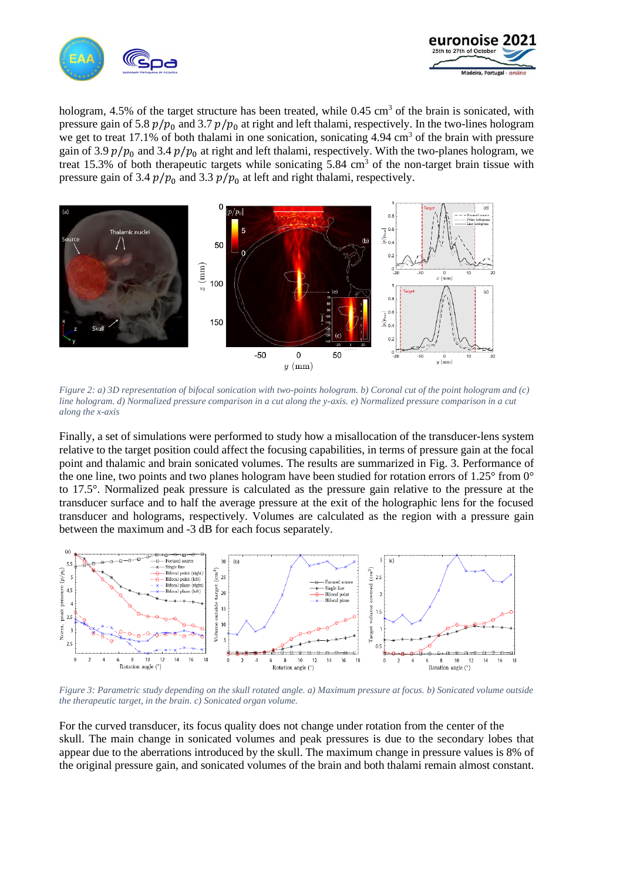hologram, 4.5% of the target structure has been treated, while 0.45 cm$^3$ of the brain is sonicated, with pressure gain of 5.8 $p/p_0$ and 3.7 $p/p_0$ at right and left thalami, respectively. In the two-lines hologram we get to treat 17.1% of both thalami in one sonication, sonicating 4.94 cm$^3$ of the brain with pressure gain of 3.9 $p/p_0$ and 3.4 $p/p_0$ at right and left thalami, respectively. With the two-planes hologram, we treat 15.3% of both therapeutic targets while sonicating 5.84 cm$^3$ of the non-target brain tissue with pressure gain of 3.4 $p/p_0$ and 3.3 $p/p_0$ at left and right thalami, respectively.

*Figure 2: a) 3D representation of bifocal sonication with two-points hologram. b) Coronal cut of the point hologram and (c) line hologram. d) Normalized pressure comparison in a cut along the y-axis. e) Normalized pressure comparison in a cut along the x-axis*

Finally, a set of simulations were performed to study how a misallocation of the transducer-lens system relative to the target position could affect the focusing capabilities, in terms of pressure gain at the focal point and thalamic and brain sonicated volumes. The results are summarized in Fig. 3. Performance of the one line, two points and two planes hologram have been studied for rotation errors of 1.25° from 0° to 17.5°. Normalized peak pressure is calculated as the pressure gain relative to the pressure at the transducer surface and to half the average pressure at the exit of the holographic lens for the focused transducer and holograms, respectively. Volumes are calculated as the region with a pressure gain between the maximum and -3 dB for each focus separately.

*Figure 3: Parametric study depending on the skull rotated angle. a) Maximum pressure at focus. b) Sonicated volume outside the therapeutic target, in the brain. c) Sonicated organ volume.*

For the curved transducer, its focus quality does not change under rotation from the center of the skull. The main change in sonicated volumes and peak pressures is due to the secondary lobes that appear due to the aberrations introduced by the skull. The maximum change in pressure values is 8% of the original pressure gain, and sonicated volumes of the brain and both thalami remain almost constant.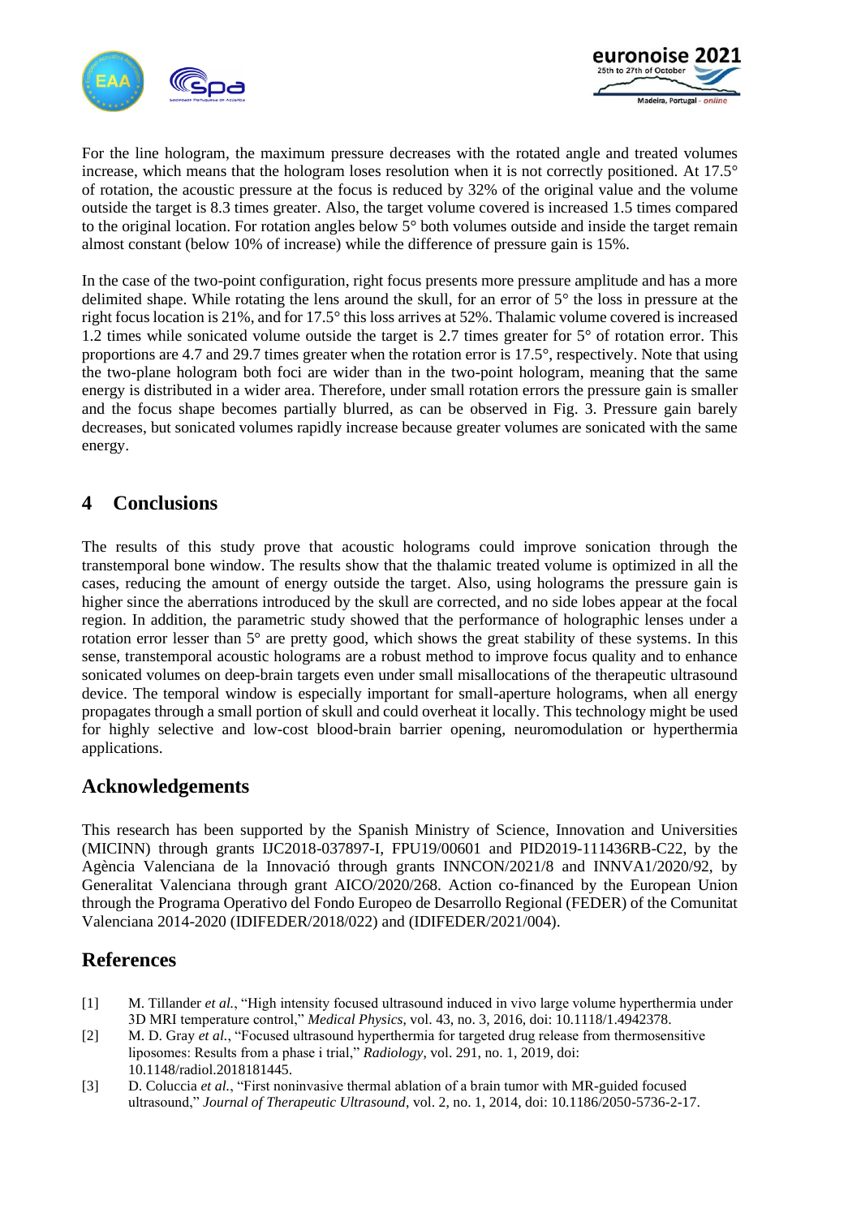For the line hologram, the maximum pressure decreases with the rotated angle and treated volumes increase, which means that the hologram loses resolution when it is not correctly positioned. At 17.5° of rotation, the acoustic pressure at the focus is reduced by 32% of the original value and the volume outside the target is 8.3 times greater. Also, the target volume covered is increased 1.5 times compared to the original location. For rotation angles below 5° both volumes outside and inside the target remain almost constant (below 10% of increase) while the difference of pressure gain is 15%.

In the case of the two-point configuration, right focus presents more pressure amplitude and has a more delimited shape. While rotating the lens around the skull, for an error of 5° the loss in pressure at the right focus location is 21%, and for 17.5° this loss arrives at 52%. Thalamic volume covered is increased 1.2 times while sonicated volume outside the target is 2.7 times greater for 5° of rotation error. This proportions are 4.7 and 29.7 times greater when the rotation error is 17.5°, respectively. Note that using the two-plane hologram both foci are wider than in the two-point hologram, meaning that the same energy is distributed in a wider area. Therefore, under small rotation errors the pressure gain is smaller and the focus shape becomes partially blurred, as can be observed in Fig. 3. Pressure gain barely decreases, but sonicated volumes rapidly increase because greater volumes are sonicated with the same energy.

## 4 Conclusions

The results of this study prove that acoustic holograms could improve sonication through the transtemporal bone window. The results show that the thalamic treated volume is optimized in all the cases, reducing the amount of energy outside the target. Also, using holograms the pressure gain is higher since the aberrations introduced by the skull are corrected, and no side lobes appear at the focal region. In addition, the parametric study showed that the performance of holographic lenses under a rotation error lesser than 5° are pretty good, which shows the great stability of these systems. In this sense, transtemporal acoustic holograms are a robust method to improve focus quality and to enhance sonicated volumes on deep-brain targets even under small misallocations of the therapeutic ultrasound device. The temporal window is especially important for small-aperture holograms, when all energy propagates through a small portion of skull and could overheat it locally. This technology might be used for highly selective and low-cost blood-brain barrier opening, neuromodulation or hyperthermia applications.

## Acknowledgements

This research has been supported by the Spanish Ministry of Science, Innovation and Universities (MICINN) through grants IJC2018-037897-I, FPU19/00601 and PID2019-111436RB-C22, by the Agència Valenciana de la Innovació through grants INNCON/2021/8 and INNVA1/2020/92, by Generalitat Valenciana through grant AICO/2020/268. Action co-financed by the European Union through the Programa Operativo del Fondo Europeo de Desarrollo Regional (FEDER) of the Comunitat Valenciana 2014-2020 (IDIFEDER/2018/022) and (IDIFEDER/2021/004).

## References

[1] M. Tillander *et al.*, "High intensity focused ultrasound induced in vivo large volume hyperthermia under 3D MRI temperature control," *Medical Physics*, vol. 43, no. 3, 2016, doi: 10.1118/1.4942378.

[2] M. D. Gray *et al.*, "Focused ultrasound hyperthermia for targeted drug release from thermosensitive liposomes: Results from a phase i trial," *Radiology*, vol. 291, no. 1, 2019, doi: 10.1148/radiol.2018181445.

[3] D. Coluccia *et al.*, "First noninvasive thermal ablation of a brain tumor with MR-guided focused ultrasound," *Journal of Therapeutic Ultrasound*, vol. 2, no. 1, 2014, doi: 10.1186/2050-5736-2-17.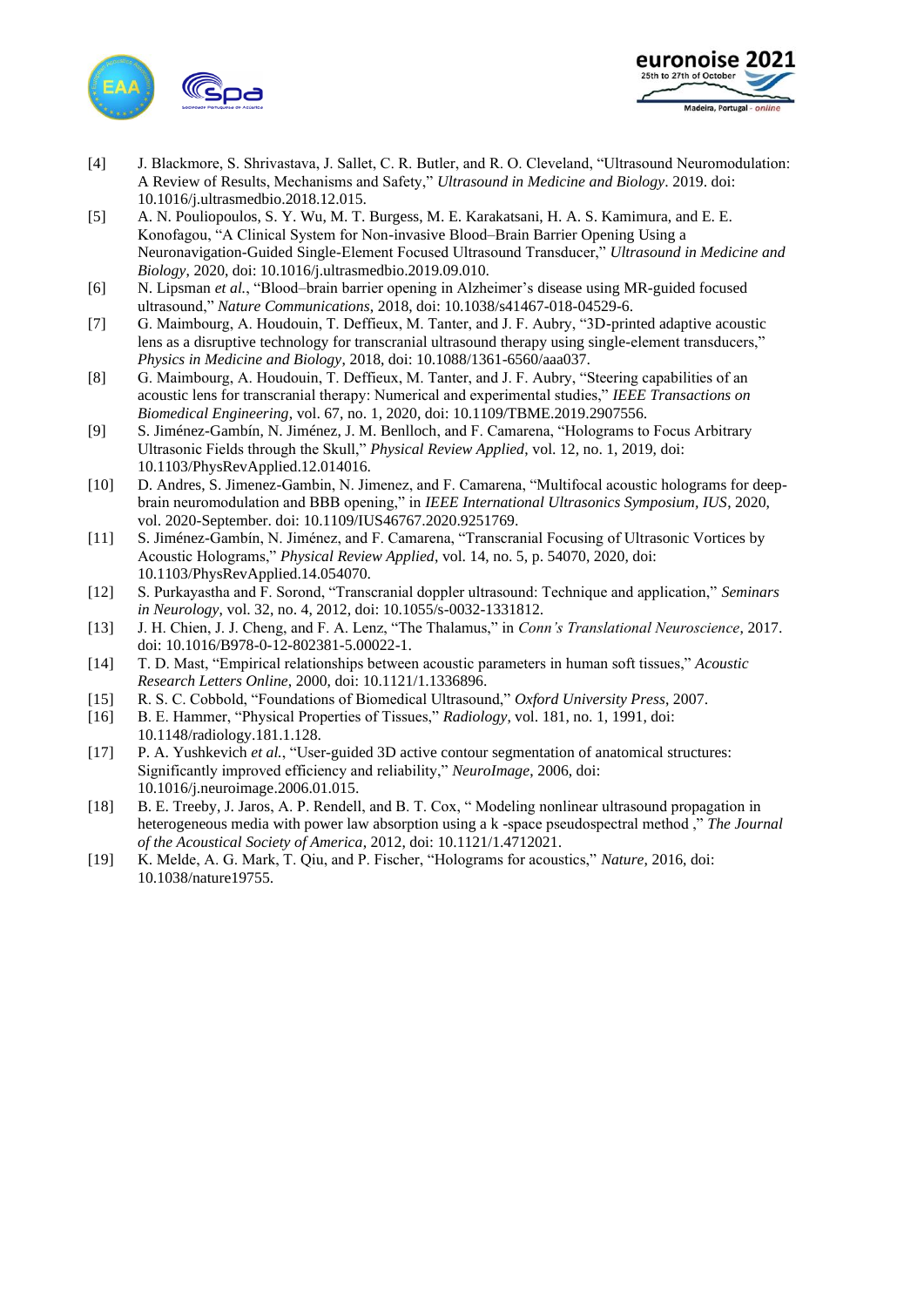[4] J. Blackmore, S. Shrivastava, J. Sallet, C. R. Butler, and R. O. Cleveland, "Ultrasound Neuromodulation: A Review of Results, Mechanisms and Safety," *Ultrasound in Medicine and Biology*. 2019. doi: 10.1016/j.ultrasmedbio.2018.12.015.

[5] A. N. Pouliopoulos, S. Y. Wu, M. T. Burgess, M. E. Karakatsani, H. A. S. Kamimura, and E. E. Konofagou, "A Clinical System for Non-invasive Blood–Brain Barrier Opening Using a Neuronavigation-Guided Single-Element Focused Ultrasound Transducer," *Ultrasound in Medicine and Biology*, 2020, doi: 10.1016/j.ultrasmedbio.2019.09.010.

[6] N. Lipsman *et al.*, "Blood–brain barrier opening in Alzheimer's disease using MR-guided focused ultrasound," *Nature Communications*, 2018, doi: 10.1038/s41467-018-04529-6.

[7] G. Maimbourg, A. Houdouin, T. Deffieux, M. Tanter, and J. F. Aubry, "3D-printed adaptive acoustic lens as a disruptive technology for transcranial ultrasound therapy using single-element transducers," *Physics in Medicine and Biology*, 2018, doi: 10.1088/1361-6560/aaa037.

[8] G. Maimbourg, A. Houdouin, T. Deffieux, M. Tanter, and J. F. Aubry, "Steering capabilities of an acoustic lens for transcranial therapy: Numerical and experimental studies," *IEEE Transactions on Biomedical Engineering*, vol. 67, no. 1, 2020, doi: 10.1109/TBME.2019.2907556.

[9] S. Jiménez-Gambín, N. Jiménez, J. M. Benlloch, and F. Camarena, "Holograms to Focus Arbitrary Ultrasonic Fields through the Skull," *Physical Review Applied*, vol. 12, no. 1, 2019, doi: 10.1103/PhysRevApplied.12.014016.

[10] D. Andres, S. Jimenez-Gambin, N. Jimenez, and F. Camarena, "Multifocal acoustic holograms for deep-brain neuromodulation and BBB opening," in *IEEE International Ultrasonics Symposium, IUS*, 2020, vol. 2020-September. doi: 10.1109/IUS46767.2020.9251769.

[11] S. Jiménez-Gambín, N. Jiménez, and F. Camarena, "Transcranial Focusing of Ultrasonic Vortices by Acoustic Holograms," *Physical Review Applied*, vol. 14, no. 5, p. 54070, 2020, doi: 10.1103/PhysRevApplied.14.054070.

[12] S. Purkayastha and F. Sorond, "Transcranial doppler ultrasound: Technique and application," *Seminars in Neurology*, vol. 32, no. 4, 2012, doi: 10.1055/s-0032-1331812.

[13] J. H. Chien, J. J. Cheng, and F. A. Lenz, "The Thalamus," in *Conn's Translational Neuroscience*, 2017. doi: 10.1016/B978-0-12-802381-5.00022-1.

[14] T. D. Mast, "Empirical relationships between acoustic parameters in human soft tissues," *Acoustic Research Letters Online*, 2000, doi: 10.1121/1.1336896.

[15] R. S. C. Cobbold, "Foundations of Biomedical Ultrasound," *Oxford University Press*, 2007.

[16] B. E. Hammer, "Physical Properties of Tissues," *Radiology*, vol. 181, no. 1, 1991, doi: 10.1148/radiology.181.1.128.

[17] P. A. Yushkevich *et al.*, "User-guided 3D active contour segmentation of anatomical structures: Significantly improved efficiency and reliability," *NeuroImage*, 2006, doi: 10.1016/j.neuroimage.2006.01.015.

[18] B. E. Treeby, J. Jaros, A. P. Rendell, and B. T. Cox, " Modeling nonlinear ultrasound propagation in heterogeneous media with power law absorption using a k -space pseudospectral method ," *The Journal of the Acoustical Society of America*, 2012, doi: 10.1121/1.4712021.

[19] K. Melde, A. G. Mark, T. Qiu, and P. Fischer, "Holograms for acoustics," *Nature*, 2016, doi: 10.1038/nature19755.